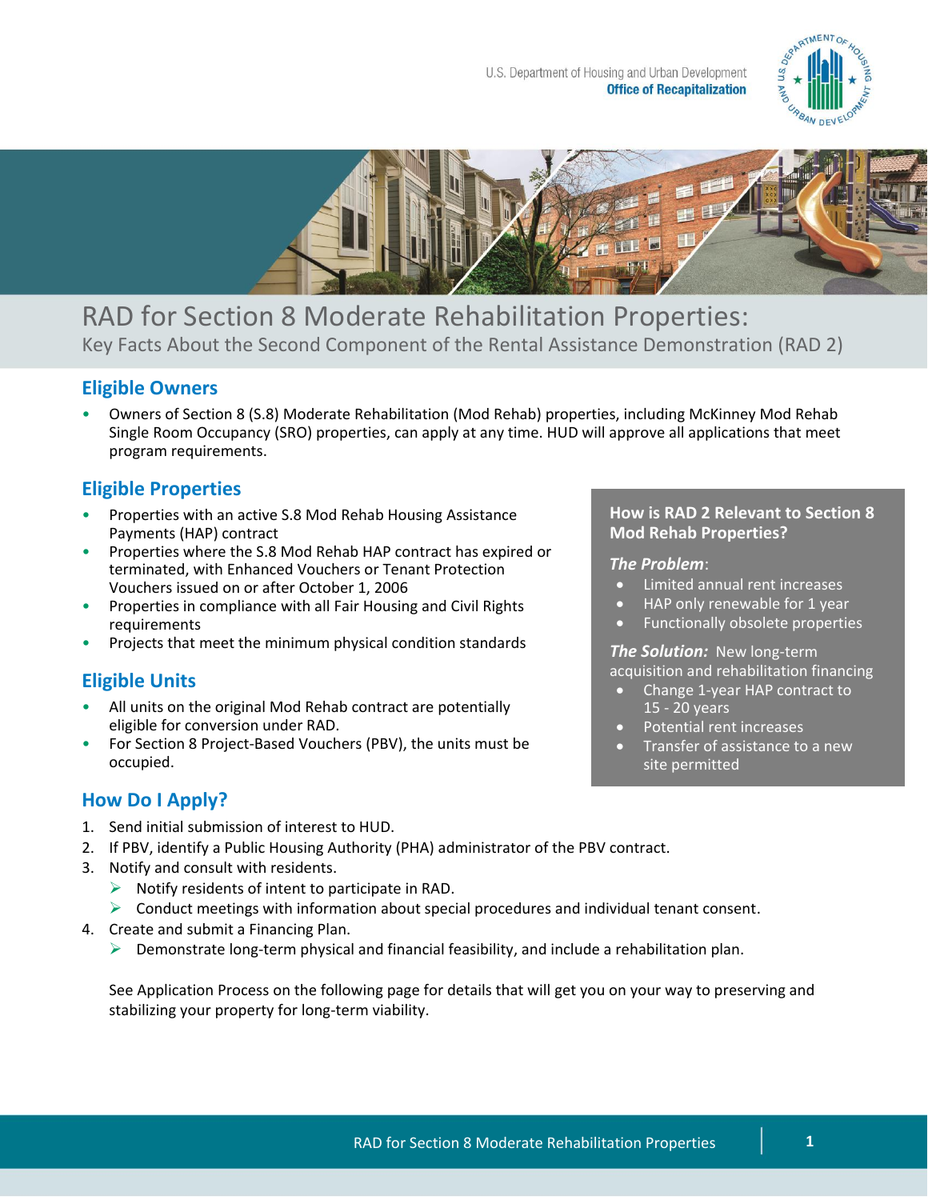U.S. Department of Housing and Urban Development
**Office of Recapitalization**

# RAD for Section 8 Moderate Rehabilitation Properties:

Key Facts About the Second Component of the Rental Assistance Demonstration (RAD 2)

## Eligible Owners

- Owners of Section 8 (S.8) Moderate Rehabilitation (Mod Rehab) properties, including McKinney Mod Rehab Single Room Occupancy (SRO) properties, can apply at any time. HUD will approve all applications that meet program requirements.

## Eligible Properties

- Properties with an active S.8 Mod Rehab Housing Assistance Payments (HAP) contract
- Properties where the S.8 Mod Rehab HAP contract has expired or terminated, with Enhanced Vouchers or Tenant Protection Vouchers issued on or after October 1, 2006
- Properties in compliance with all Fair Housing and Civil Rights requirements
- Projects that meet the minimum physical condition standards

## Eligible Units

- All units on the original Mod Rehab contract are potentially eligible for conversion under RAD.
- For Section 8 Project-Based Vouchers (PBV), the units must be occupied.

### How is RAD 2 Relevant to Section 8 Mod Rehab Properties?

***The Problem***:

- Limited annual rent increases
- HAP only renewable for 1 year
- Functionally obsolete properties

***The Solution:*** New long-term acquisition and rehabilitation financing

- Change 1-year HAP contract to 15 - 20 years
- Potential rent increases
- Transfer of assistance to a new site permitted

## How Do I Apply?

1. Send initial submission of interest to HUD.
2. If PBV, identify a Public Housing Authority (PHA) administrator of the PBV contract.
3. Notify and consult with residents.
   - Notify residents of intent to participate in RAD.
   - Conduct meetings with information about special procedures and individual tenant consent.
4. Create and submit a Financing Plan.
   - Demonstrate long-term physical and financial feasibility, and include a rehabilitation plan.

See Application Process on the following page for details that will get you on your way to preserving and stabilizing your property for long-term viability.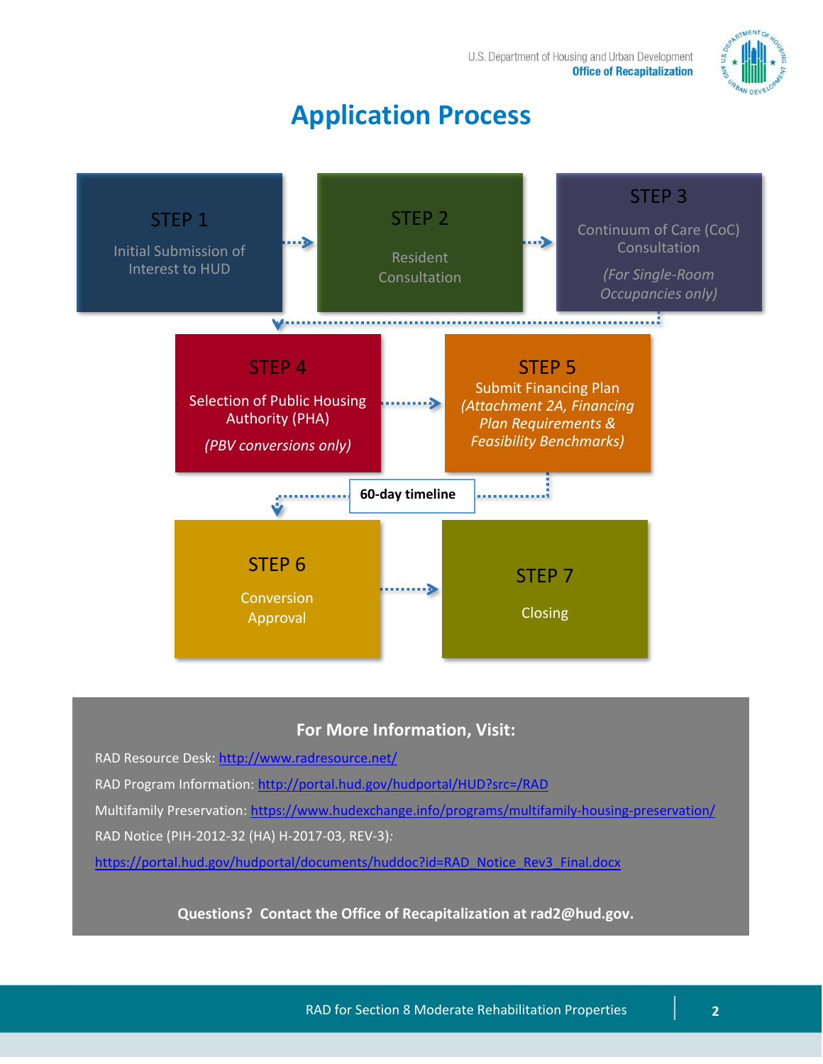# Application Process

**STEP 1**
Initial Submission of Interest to HUD

**STEP 2**
Resident Consultation

**STEP 3**
Continuum of Care (CoC) Consultation
*(For Single-Room Occupancies only)*

**STEP 4**
Selection of Public Housing Authority (PHA)
*(PBV conversions only)*

**STEP 5**
Submit Financing Plan
*(Attachment 2A, Financing Plan Requirements & Feasibility Benchmarks)*

**60-day timeline**

**STEP 6**
Conversion Approval

**STEP 7**
Closing

## For More Information, Visit:

RAD Resource Desk: [http://www.radresource.net/](http://www.radresource.net/)

RAD Program Information: [http://portal.hud.gov/hudportal/HUD?src=/RAD](http://portal.hud.gov/hudportal/HUD?src=/RAD)

Multifamily Preservation: [https://www.hudexchange.info/programs/multifamily-housing-preservation/](https://www.hudexchange.info/programs/multifamily-housing-preservation/)

RAD Notice (PIH-2012-32 (HA) H-2017-03, REV-3):

[https://portal.hud.gov/hudportal/documents/huddoc?id=RAD_Notice_Rev3_Final.docx](https://portal.hud.gov/hudportal/documents/huddoc?id=RAD_Notice_Rev3_Final.docx)

**Questions? Contact the Office of Recapitalization at rad2@hud.gov.**